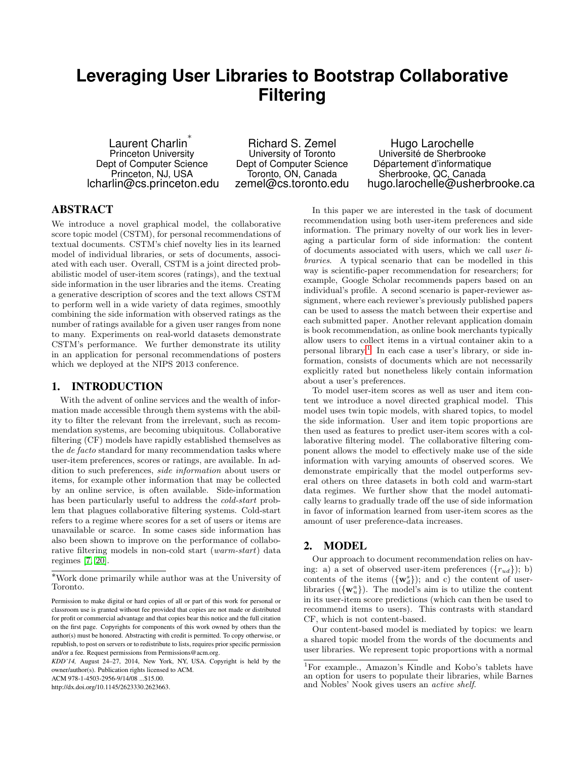# Leveraging User Libraries to Bootstrap Collaborative Filtering

Laurent Charlin[*]
Princeton University
Dept of Computer Science
Princeton, NJ, USA
lcharlin@cs.princeton.edu

Richard S. Zemel
University of Toronto
Dept of Computer Science
Toronto, ON, Canada
zemel@cs.toronto.edu

Hugo Larochelle
Université de Sherbrooke
Département d'informatique
Sherbrooke, QC, Canada
hugo.larochelle@usherbrooke.ca

## ABSTRACT

We introduce a novel graphical model, the collaborative score topic model (CSTM), for personal recommendations of textual documents. CSTM's chief novelty lies in its learned model of individual libraries, or sets of documents, associated with each user. Overall, CSTM is a joint directed probabilistic model of user-item scores (ratings), and the textual side information in the user libraries and the items. Creating a generative description of scores and the text allows CSTM to perform well in a wide variety of data regimes, smoothly combining the side information with observed ratings as the number of ratings available for a given user ranges from none to many. Experiments on real-world datasets demonstrate CSTM's performance. We further demonstrate its utility in an application for personal recommendations of posters which we deployed at the NIPS 2013 conference.

## 1. INTRODUCTION

With the advent of online services and the wealth of information made accessible through them systems with the ability to filter the relevant from the irrelevant, such as recommendation systems, are becoming ubiquitous. Collaborative filtering (CF) models have rapidly established themselves as the *de facto* standard for many recommendation tasks where user-item preferences, scores or ratings, are available. In addition to such preferences, *side information* about users or items, for example other information that may be collected by an online service, is often available. Side-information has been particularly useful to address the *cold-start* problem that plagues collaborative filtering systems. Cold-start refers to a regime where scores for a set of users or items are unavailable or scarce. In some cases side information has also been shown to improve on the performance of collaborative filtering models in non-cold start (*warm-start*) data regimes [7, 20].

In this paper we are interested in the task of document recommendation using both user-item preferences and side information. The primary novelty of our work lies in leveraging a particular form of side information: the content of documents associated with users, which we call *user libraries*. A typical scenario that can be modelled in this way is scientific-paper recommendation for researchers; for example, Google Scholar recommends papers based on an individual's profile. A second scenario is paper-reviewer assignment, where each reviewer's previously published papers can be used to assess the match between their expertise and each submitted paper. Another relevant application domain is book recommendation, as online book merchants typically allow users to collect items in a virtual container akin to a personal library.[1] In each case a user's library, or side information, consists of documents which are not necessarily explicitly rated but nonetheless likely contain information about a user's preferences.

To model user-item scores as well as user and item content we introduce a novel directed graphical model. This model uses twin topic models, with shared topics, to model the side information. User and item topic proportions are then used as features to predict user-item scores with a collaborative filtering model. The collaborative filtering component allows the model to effectively make use of the side information with varying amounts of observed scores. We demonstrate empirically that the model outperforms several others on three datasets in both cold and warm-start data regimes. We further show that the model automatically learns to gradually trade off the use of side information in favor of information learned from user-item scores as the amount of user preference-data increases.

## 2. MODEL

Our approach to document recommendation relies on having: a) a set of observed user-item preferences ($\{r_{ud}\}$); b) contents of the items ($\{\mathbf{w}^s_d\}$); and c) the content of user-libraries ($\{\mathbf{w}^a_u\}$). The model's aim is to utilize the content in its user-item score predictions (which can then be used to recommend items to users). This contrasts with standard CF, which is not content-based.

Our content-based model is mediated by topics: we learn a shared topic model from the words of the documents and user libraries. We represent topic proportions with a normal

---

[*]Work done primarily while author was at the University of Toronto.

Permission to make digital or hard copies of all or part of this work for personal or classroom use is granted without fee provided that copies are not made or distributed for profit or commercial advantage and that copies bear this notice and the full citation on the first page. Copyrights for components of this work owned by others than the author(s) must be honored. Abstracting with credit is permitted. To copy otherwise, or republish, to post on servers or to redistribute to lists, requires prior specific permission and/or a fee. Request permissions from Permissions@acm.org.
*KDD'14,* August 24–27, 2014, New York, NY, USA. Copyright is held by the owner/author(s). Publication rights licensed to ACM.
ACM 978-1-4503-2956-9/14/08 ...$15.00.
http://dx.doi.org/10.1145/2623330.2623663.

[1]For example., Amazon's Kindle and Kobo's tablets have an option for users to populate their libraries, while Barnes and Nobles' Nook gives users an *active shelf*.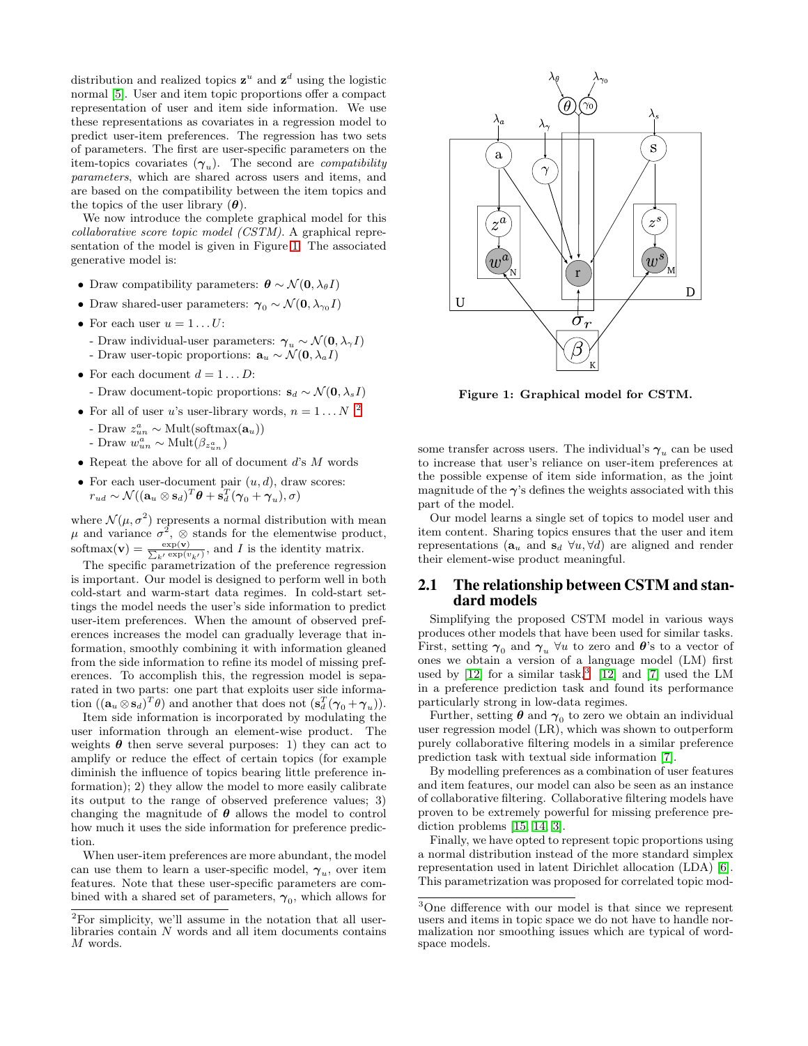distribution and realized topics $\mathbf{z}^u$ and $\mathbf{z}^d$ using the logistic normal [5]. User and item topic proportions offer a compact representation of user and item side information. We use these representations as covariates in a regression model to predict user-item preferences. The regression has two sets of parameters. The first are user-specific parameters on the item-topics covariates ($\boldsymbol{\gamma}_u$). The second are *compatibility parameters*, which are shared across users and items, and are based on the compatibility between the item topics and the topics of the user library ($\boldsymbol{\theta}$).

We now introduce the complete graphical model for this *collaborative score topic model (CSTM)*. A graphical representation of the model is given in Figure 1. The associated generative model is:

- Draw compatibility parameters: $\boldsymbol{\theta} \sim \mathcal{N}(\mathbf{0}, \lambda_\theta I)$
- Draw shared-user parameters: $\boldsymbol{\gamma}_0 \sim \mathcal{N}(\mathbf{0}, \lambda_{\gamma_0} I)$
- For each user $u = 1 \dots U$:
  - Draw individual-user parameters: $\boldsymbol{\gamma}_u \sim \mathcal{N}(\mathbf{0}, \lambda_\gamma I)$
  - Draw user-topic proportions: $\mathbf{a}_u \sim \mathcal{N}(\mathbf{0}, \lambda_a I)$
- For each document $d = 1 \dots D$:
  - Draw document-topic proportions: $\mathbf{s}_d \sim \mathcal{N}(\mathbf{0}, \lambda_s I)$
- For all of user $u$'s user-library words, $n = 1 \dots N$ [2]
  - Draw $z^a_{un} \sim \text{Mult}(\text{softmax}(\mathbf{a}_u))$
  - Draw $w^a_{un} \sim \text{Mult}(\beta_{z^a_{un}})$
- Repeat the above for all of document $d$'s $M$ words
- For each user-document pair $(u, d)$, draw scores: $r_{ud} \sim \mathcal{N}((\mathbf{a}_u \otimes \mathbf{s}_d)^T \boldsymbol{\theta} + \mathbf{s}_d^T(\boldsymbol{\gamma}_0 + \boldsymbol{\gamma}_u), \sigma)$

where $\mathcal{N}(\mu, \sigma^2)$ represents a normal distribution with mean $\mu$ and variance $\sigma^2$, $\otimes$ stands for the elementwise product, $\text{softmax}(\mathbf{v}) = \frac{\exp(\mathbf{v})}{\sum_{k'} \exp(v_{k'})}$, and $I$ is the identity matrix.

The specific parametrization of the preference regression is important. Our model is designed to perform well in both cold-start and warm-start data regimes. In cold-start settings the model needs the user's side information to predict user-item preferences. When the amount of observed preferences increases the model can gradually leverage that information, smoothly combining it with information gleaned from the side information to refine its model of missing preferences. To accomplish this, the regression model is separated in two parts: one part that exploits user side information ($(\mathbf{a}_u \otimes \mathbf{s}_d)^T\theta$) and another that does not ($\mathbf{s}_d^T(\boldsymbol{\gamma}_0 + \boldsymbol{\gamma}_u)$).

Item side information is incorporated by modulating the user information through an element-wise product. The weights $\boldsymbol{\theta}$ then serve several purposes: 1) they can act to amplify or reduce the effect of certain topics (for example diminish the influence of topics bearing little preference information); 2) they allow the model to more easily calibrate its output to the range of observed preference values; 3) changing the magnitude of $\boldsymbol{\theta}$ allows the model to control how much it uses the side information for preference prediction.

When user-item preferences are more abundant, the model can use them to learn a user-specific model, $\boldsymbol{\gamma}_u$, over item features. Note that these user-specific parameters are combined with a shared set of parameters, $\boldsymbol{\gamma}_0$, which allows for some transfer across users. The individual's $\boldsymbol{\gamma}_u$ can be used to increase that user's reliance on user-item preferences at the possible expense of item side information, as the joint magnitude of the $\boldsymbol{\gamma}$'s defines the weights associated with this part of the model.

Our model learns a single set of topics to model user and item content. Sharing topics ensures that the user and item representations ($\mathbf{a}_u$ and $\mathbf{s}_d$ $\forall u, \forall d$) are aligned and render their element-wise product meaningful.

[2]For simplicity, we'll assume in the notation that all user-libraries contain $N$ words and all item documents contains $M$ words.

Figure 1: Graphical model for CSTM.

## 2.1 The relationship between CSTM and standard models

Simplifying the proposed CSTM model in various ways produces other models that have been used for similar tasks. First, setting $\boldsymbol{\gamma}_0$ and $\boldsymbol{\gamma}_u$ $\forall u$ to zero and $\boldsymbol{\theta}$'s to a vector of ones we obtain a version of a language model (LM) first used by [12] for a similar task.[3] [12] and [7] used the LM in a preference prediction task and found its performance particularly strong in low-data regimes.

Further, setting $\boldsymbol{\theta}$ and $\boldsymbol{\gamma}_0$ to zero we obtain an individual user regression model (LR), which was shown to outperform purely collaborative filtering models in a similar preference prediction task with textual side information [7].

By modelling preferences as a combination of user features and item features, our model can also be seen as an instance of collaborative filtering. Collaborative filtering models have proven to be extremely powerful for missing preference prediction problems [15, 14, 3].

Finally, we have opted to represent topic proportions using a normal distribution instead of the more standard simplex representation used in latent Dirichlet allocation (LDA) [6]. This parametrization was proposed for correlated topic mod-

[3]One difference with our model is that since we represent users and items in topic space we do not have to handle normalization nor smoothing issues which are typical of word-space models.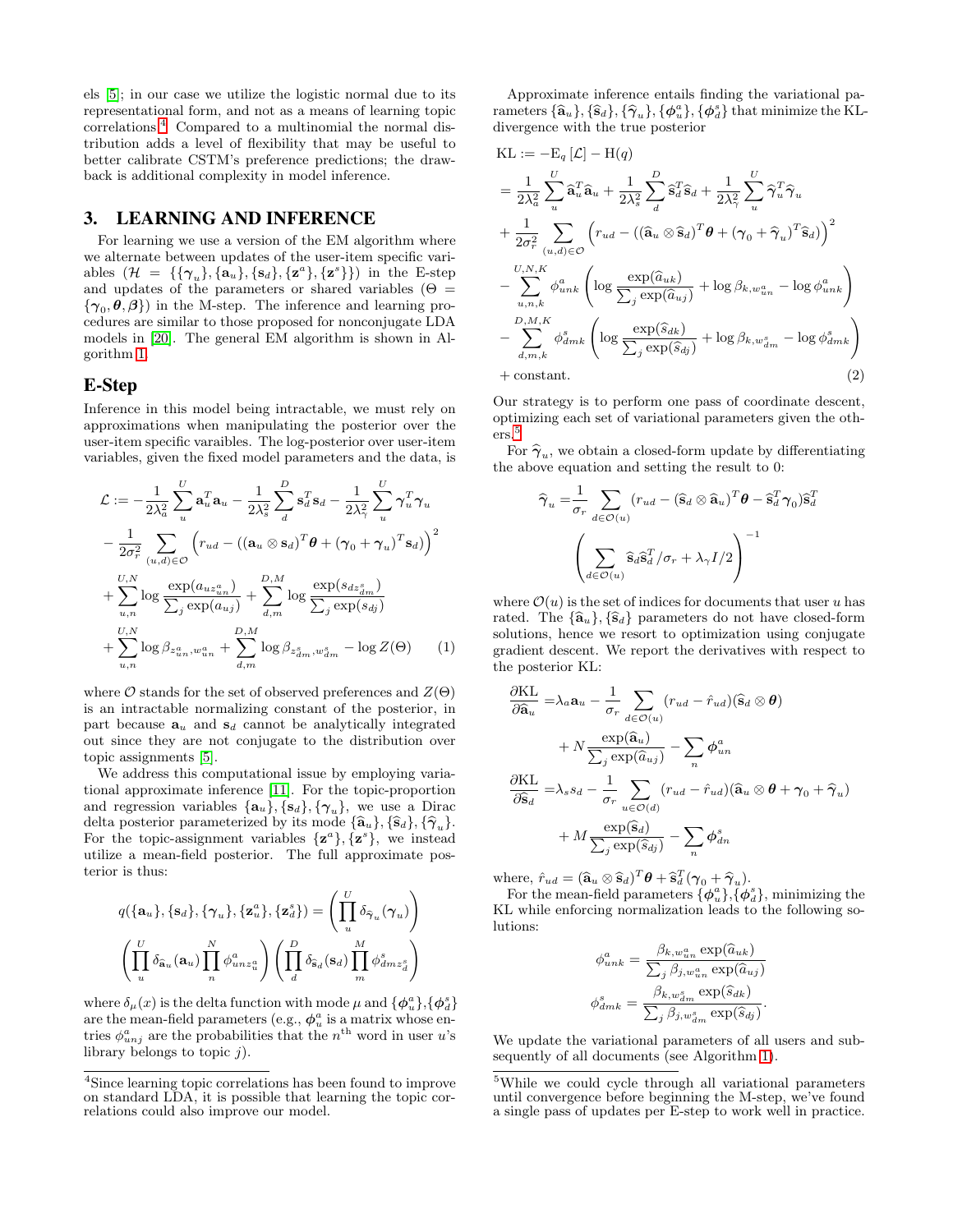els [5]; in our case we utilize the logistic normal due to its representational form, and not as a means of learning topic correlations.[4] Compared to a multinomial the normal distribution adds a level of flexibility that may be useful to better calibrate CSTM's preference predictions; the drawback is additional complexity in model inference.

# 3. LEARNING AND INFERENCE

For learning we use a version of the EM algorithm where we alternate between updates of the user-item specific variables ($\mathcal{H} = \{\{\boldsymbol{\gamma}_u\}, \{\mathbf{a}_u\}, \{\mathbf{s}_d\}, \{\mathbf{z}^a\}, \{\mathbf{z}^s\}\}$) in the E-step and updates of the parameters or shared variables ($\Theta = \{\boldsymbol{\gamma}_0, \boldsymbol{\theta}, \boldsymbol{\beta}\}$) in the M-step. The inference and learning procedures are similar to those proposed for nonconjugate LDA models in [20]. The general EM algorithm is shown in Algorithm 1.

## E-Step

Inference in this model being intractable, we must rely on approximations when manipulating the posterior over the user-item specific varaibles. The log-posterior over user-item variables, given the fixed model parameters and the data, is

$$
\begin{aligned}
\mathcal{L} := &-\frac{1}{2\lambda_a^2}\sum_u^U \mathbf{a}_u^T\mathbf{a}_u - \frac{1}{2\lambda_s^2}\sum_d^D \mathbf{s}_d^T\mathbf{s}_d - \frac{1}{2\lambda_\gamma^2}\sum_u^U \boldsymbol{\gamma}_u^T\boldsymbol{\gamma}_u \\
&- \frac{1}{2\sigma_r^2}\sum_{(u,d)\in\mathcal{O}}\left(r_{ud} - ((\mathbf{a}_u\otimes\mathbf{s}_d)^T\boldsymbol{\theta} + (\boldsymbol{\gamma}_0+\boldsymbol{\gamma}_u)^T\mathbf{s}_d)\right)^2 \\
&+ \sum_{u,n}^{U,N}\log\frac{\exp(a_{uz^a_{un}})}{\sum_j\exp(a_{uj})} + \sum_{d,m}^{D,M}\log\frac{\exp(s_{dz^s_{dm}})}{\sum_j\exp(s_{dj})} \\
&+ \sum_{u,n}^{U,N}\log\beta_{z^a_{un},w^a_{un}} + \sum_{d,m}^{D,M}\log\beta_{z^s_{dm},w^s_{dm}} - \log Z(\Theta) \qquad (1)
\end{aligned}
$$

where $\mathcal{O}$ stands for the set of observed preferences and $Z(\Theta)$ is an intractable normalizing constant of the posterior, in part because $\mathbf{a}_u$ and $\mathbf{s}_d$ cannot be analytically integrated out since they are not conjugate to the distribution over topic assignments [5].

We address this computational issue by employing variational approximate inference [11]. For the topic-proportion and regression variables $\{\mathbf{a}_u\}, \{\mathbf{s}_d\}, \{\boldsymbol{\gamma}_u\}$, we use a Dirac delta posterior parameterized by its mode $\{\widehat{\mathbf{a}}_u\}, \{\widehat{\mathbf{s}}_d\}, \{\widehat{\boldsymbol{\gamma}}_u\}$. For the topic-assignment variables $\{\mathbf{z}^a\}, \{\mathbf{z}^s\}$, we instead utilize a mean-field posterior. The full approximate posterior is thus:

$$
q(\{\mathbf{a}_u\},\{\mathbf{s}_d\},\{\boldsymbol{\gamma}_u\},\{\mathbf{z}^a_u\},\{\mathbf{z}^s\}) = \left(\prod_u^U \delta_{\widehat{\boldsymbol{\gamma}}_u}(\boldsymbol{\gamma}_u)\right)
\left(\prod_u^U \delta_{\widehat{\mathbf{a}}_u}(\mathbf{a}_u)\prod_n^N \phi^a_{unz^a_u}\right)\left(\prod_d^D \delta_{\widehat{\mathbf{s}}_d}(\mathbf{s}_d)\prod_m^M \phi^s_{dmz^s_d}\right)
$$

where $\delta_\mu(x)$ is the delta function with mode $\mu$ and $\{\boldsymbol{\phi}^a_u\}$,$\{\boldsymbol{\phi}^s_d\}$ are the mean-field parameters (e.g., $\boldsymbol{\phi}^a_u$ is a matrix whose entries $\phi^a_{unj}$ are the probabilities that the $n^{\text{th}}$ word in user $u$'s library belongs to topic $j$).

Approximate inference entails finding the variational parameters $\{\widehat{\mathbf{a}}_u\}, \{\widehat{\mathbf{s}}_d\}, \{\widehat{\boldsymbol{\gamma}}_u\}, \{\boldsymbol{\phi}^a_u\}, \{\boldsymbol{\phi}^s_d\}$ that minimize the KL-divergence with the true posterior

$$
\begin{aligned}
\mathrm{KL} &:= -\mathrm{E}_q[\mathcal{L}] - \mathrm{H}(q) \\
&= \frac{1}{2\lambda_a^2}\sum_u^U \widehat{\mathbf{a}}_u^T\widehat{\mathbf{a}}_u + \frac{1}{2\lambda_s^2}\sum_d^D \widehat{\mathbf{s}}_d^T\widehat{\mathbf{s}}_d + \frac{1}{2\lambda_\gamma^2}\sum_u^U \widehat{\boldsymbol{\gamma}}_u^T\widehat{\boldsymbol{\gamma}}_u \\
&+ \frac{1}{2\sigma_r^2}\sum_{(u,d)\in\mathcal{O}}\left(r_{ud} - ((\widehat{\mathbf{a}}_u\otimes\widehat{\mathbf{s}}_d)^T\boldsymbol{\theta} + (\boldsymbol{\gamma}_0+\widehat{\boldsymbol{\gamma}}_u)^T\widehat{\mathbf{s}}_d)\right)^2 \\
&- \sum_{u,n,k}^{U,N,K}\phi^a_{unk}\left(\log\frac{\exp(\widehat{a}_{uk})}{\sum_j\exp(\widehat{a}_{uj})} + \log\beta_{k,w^a_{un}} - \log\phi^a_{unk}\right) \\
&- \sum_{d,m,k}^{D,M,K}\phi^s_{dmk}\left(\log\frac{\exp(\widehat{s}_{dk})}{\sum_j\exp(\widehat{s}_{dj})} + \log\beta_{k,w^s_{dm}} - \log\phi^s_{dmk}\right) \\
&+ \text{constant.} \qquad (2)
\end{aligned}
$$

Our strategy is to perform one pass of coordinate descent, optimizing each set of variational parameters given the others.[5]

For $\widehat{\boldsymbol{\gamma}}_u$, we obtain a closed-form update by differentiating the above equation and setting the result to 0:

$$
\widehat{\boldsymbol{\gamma}}_u = \frac{1}{\sigma_r}\sum_{d\in\mathcal{O}(u)}(r_{ud} - (\widehat{\mathbf{s}}_d\otimes\widehat{\mathbf{a}}_u)^T\boldsymbol{\theta} - \widehat{\mathbf{s}}_d^T\boldsymbol{\gamma}_0)\widehat{\mathbf{s}}_d^T
\left(\sum_{d\in\mathcal{O}(u)}\widehat{\mathbf{s}}_d\widehat{\mathbf{s}}_d^T/\sigma_r + \lambda_\gamma I/2\right)^{-1}
$$

where $\mathcal{O}(u)$ is the set of indices for documents that user $u$ has rated. The $\{\widehat{\mathbf{a}}_u\}, \{\widehat{\mathbf{s}}_d\}$ parameters do not have closed-form solutions, hence we resort to optimization using conjugate gradient descent. We report the derivatives with respect to the posterior KL:

$$
\begin{aligned}
\frac{\partial \mathrm{KL}}{\partial \widehat{\mathbf{a}}_u} =& \lambda_a\mathbf{a}_u - \frac{1}{\sigma_r}\sum_{d\in\mathcal{O}(u)}(r_{ud} - \hat{r}_{ud})(\widehat{\mathbf{s}}_d\otimes\boldsymbol{\theta}) \\
&+ N\frac{\exp(\widehat{\mathbf{a}}_u)}{\sum_j\exp(\widehat{a}_{uj})} - \sum_n \boldsymbol{\phi}^a_{un} \\
\frac{\partial \mathrm{KL}}{\partial \widehat{\mathbf{s}}_d} =& \lambda_s s_d - \frac{1}{\sigma_r}\sum_{u\in\mathcal{O}(d)}(r_{ud} - \hat{r}_{ud})(\widehat{\mathbf{a}}_u\otimes\boldsymbol{\theta} + \boldsymbol{\gamma}_0 + \widehat{\boldsymbol{\gamma}}_u) \\
&+ M\frac{\exp(\widehat{\mathbf{s}}_d)}{\sum_j\exp(\widehat{s}_{dj})} - \sum_n \boldsymbol{\phi}^s_{dn}
\end{aligned}
$$

where, $\hat{r}_{ud} = (\widehat{\mathbf{a}}_u\otimes\widehat{\mathbf{s}}_d)^T\boldsymbol{\theta} + \widehat{\mathbf{s}}_d^T(\boldsymbol{\gamma}_0+\widehat{\boldsymbol{\gamma}}_u)$.

For the mean-field parameters $\{\boldsymbol{\phi}^a_u\}$,$\{\boldsymbol{\phi}^s_d\}$, minimizing the KL while enforcing normalization leads to the following solutions:

$$
\phi^a_{unk} = \frac{\beta_{k,w^a_{un}}\exp(\widehat{a}_{uk})}{\sum_j\beta_{j,w^a_{un}}\exp(\widehat{a}_{uj})}
$$

$$
\phi^s_{dmk} = \frac{\beta_{k,w^s_{dm}}\exp(\widehat{s}_{dk})}{\sum_j\beta_{j,w^s_{dm}}\exp(\widehat{s}_{dj})}.
$$

We update the variational parameters of all users and subsequently of all documents (see Algorithm 1).

---

[4] Since learning topic correlations has been found to improve on standard LDA, it is possible that learning the topic correlations could also improve our model.

[5] While we could cycle through all variational parameters until convergence before beginning the M-step, we've found a single pass of updates per E-step to work well in practice.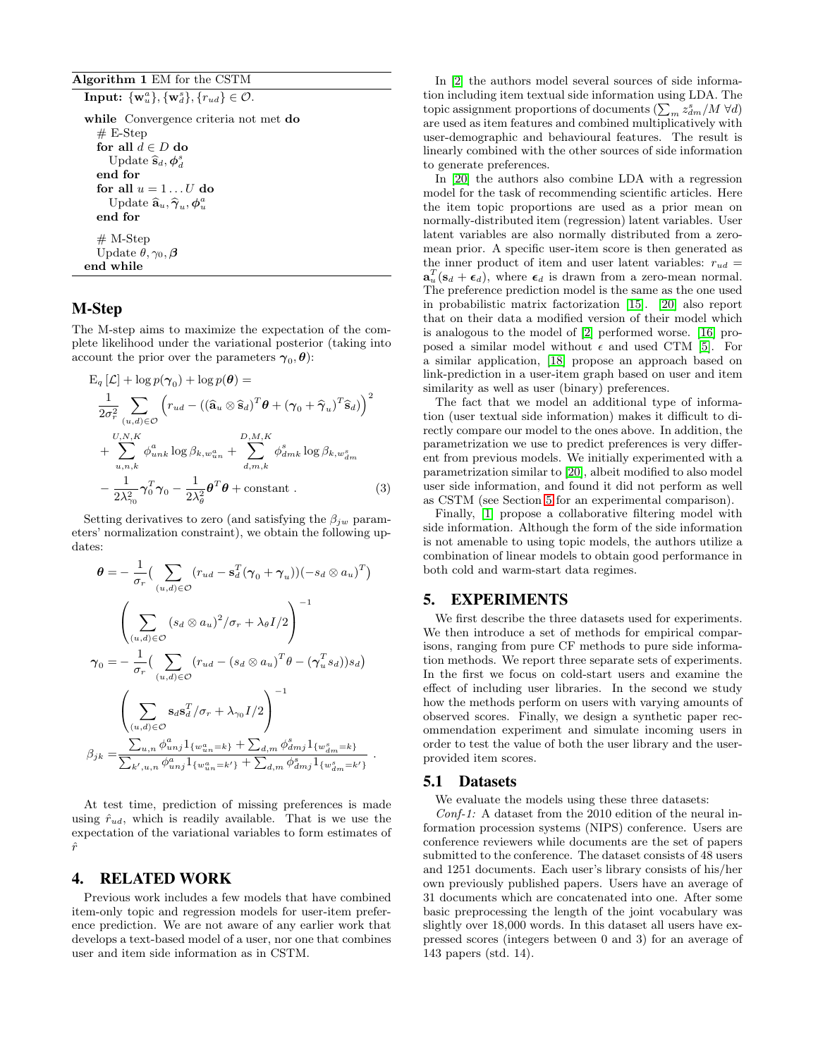**Algorithm 1** EM for the CSTM

```
Input: {w^a_u}, {w^s_d}, {r_ud} ∈ O.

while Convergence criteria not met do
  # E-Step
  for all d ∈ D do
    Update ŝ_d, φ^s_d
  end for
  for all u = 1 ... U do
    Update â_u, γ̂_u, φ^a_u
  end for

  # M-Step
  Update θ, γ_0, β
end while
```

## M-Step

The M-step aims to maximize the expectation of the complete likelihood under the variational posterior (taking into account the prior over the parameters $\gamma_0, \theta$):

$$
\begin{aligned}
\mathrm{E}_q[\mathcal{L}] + \log p(\boldsymbol{\gamma}_0) + \log p(\boldsymbol{\theta}) = \\
\frac{1}{2\sigma_r^2} \sum_{(u,d)\in\mathcal{O}} \left( r_{ud} - ((\widehat{\mathbf{a}}_u \otimes \widehat{\mathbf{s}}_d)^T \boldsymbol{\theta} + (\boldsymbol{\gamma}_0 + \widehat{\boldsymbol{\gamma}}_u)^T \widehat{\mathbf{s}}_d) \right)^2 \\
+ \sum_{u,n,k}^{U,N,K} \phi^a_{unk} \log \beta_{k,w^a_{un}} + \sum_{d,m,k}^{D,M,K} \phi^s_{dmk} \log \beta_{k,w^s_{dm}} \\
- \frac{1}{2\lambda^2_{\gamma_0}} \boldsymbol{\gamma}_0^T \boldsymbol{\gamma}_0 - \frac{1}{2\lambda^2_\theta} \boldsymbol{\theta}^T \boldsymbol{\theta} + \text{constant} . \qquad (3)
\end{aligned}
$$

Setting derivatives to zero (and satisfying the $\beta_{jw}$ parameters' normalization constraint), we obtain the following updates:

$$
\boldsymbol{\theta} = -\frac{1}{\sigma_r}\Big( \sum_{(u,d)\in\mathcal{O}} (r_{ud} - \mathbf{s}_d^T(\boldsymbol{\gamma}_0 + \boldsymbol{\gamma}_u))(-s_d \otimes a_u)^T \Big) \left( \sum_{(u,d)\in\mathcal{O}} (s_d \otimes a_u)^2/\sigma_r + \lambda_\theta I/2 \right)^{-1}
$$

$$
\boldsymbol{\gamma}_0 = -\frac{1}{\sigma_r}\Big( \sum_{(u,d)\in\mathcal{O}} (r_{ud} - (s_d \otimes a_u)^T \theta - (\boldsymbol{\gamma}_u^T s_d)) s_d \Big) \left( \sum_{(u,d)\in\mathcal{O}} \mathbf{s}_d \mathbf{s}_d^T/\sigma_r + \lambda_{\gamma_0} I/2 \right)^{-1}
$$

$$
\beta_{jk} = \frac{\sum_{u,n} \phi^a_{unj} 1_{\{w^a_{un}=k\}} + \sum_{d,m} \phi^s_{dmj} 1_{\{w^s_{dm}=k\}}}{\sum_{k',u,n} \phi^a_{unj} 1_{\{w^a_{un}=k'\}} + \sum_{d,m} \phi^s_{dmj} 1_{\{w^s_{dm}=k'\}}} .
$$

At test time, prediction of missing preferences is made using $\hat{r}_{ud}$, which is readily available. That is we use the expectation of the variational variables to form estimates of $\hat{r}$

# 4. RELATED WORK

Previous work includes a few models that have combined item-only topic and regression models for user-item preference prediction. We are not aware of any earlier work that develops a text-based model of a user, nor one that combines user and item side information as in CSTM.

In [2] the authors model several sources of side information including item textual side information using LDA. The topic assignment proportions of documents ($\sum_m z^s_{dm}/M \;\forall d$) are used as item features and combined multiplicatively with user-demographic and behavioural features. The result is linearly combined with the other sources of side information to generate preferences.

In [20] the authors also combine LDA with a regression model for the task of recommending scientific articles. Here the item topic proportions are used as a prior mean on normally-distributed item (regression) latent variables. User latent variables are also normally distributed from a zero-mean prior. A specific user-item score is then generated as the inner product of item and user latent variables: $r_{ud} = \mathbf{a}_u^T(\mathbf{s}_d + \boldsymbol{\epsilon}_d)$, where $\boldsymbol{\epsilon}_d$ is drawn from a zero-mean normal. The preference prediction model is the same as the one used in probabilistic matrix factorization [15]. [20] also report that on their data a modified version of their model which is analogous to the model of [2] performed worse. [16] proposed a similar model without $\epsilon$ and used CTM [5]. For a similar application, [18] propose an approach based on link-prediction in a user-item graph based on user and item similarity as well as user (binary) preferences.

The fact that we model an additional type of information (user textual side information) makes it difficult to directly compare our model to the ones above. In addition, the parametrization we use to predict preferences is very different from previous models. We initially experimented with a parametrization similar to [20], albeit modified to also model user side information, and found it did not perform as well as CSTM (see Section 5 for an experimental comparison).

Finally, [1] propose a collaborative filtering model with side information. Although the form of the side information is not amenable to using topic models, the authors utilize a combination of linear models to obtain good performance in both cold and warm-start data regimes.

# 5. EXPERIMENTS

We first describe the three datasets used for experiments. We then introduce a set of methods for empirical comparisons, ranging from pure CF methods to pure side information methods. We report three separate sets of experiments. In the first we focus on cold-start users and examine the effect of including user libraries. In the second we study how the methods perform on users with varying amounts of observed scores. Finally, we design a synthetic paper recommendation experiment and simulate incoming users in order to test the value of both the user library and the user-provided item scores.

## 5.1 Datasets

We evaluate the models using these three datasets:

*Conf-1:* A dataset from the 2010 edition of the neural information procession systems (NIPS) conference. Users are conference reviewers while documents are the set of papers submitted to the conference. The dataset consists of 48 users and 1251 documents. Each user's library consists of his/her own previously published papers. Users have an average of 31 documents which are concatenated into one. After some basic preprocessing the length of the joint vocabulary was slightly over 18,000 words. In this dataset all users have expressed scores (integers between 0 and 3) for an average of 143 papers (std. 14).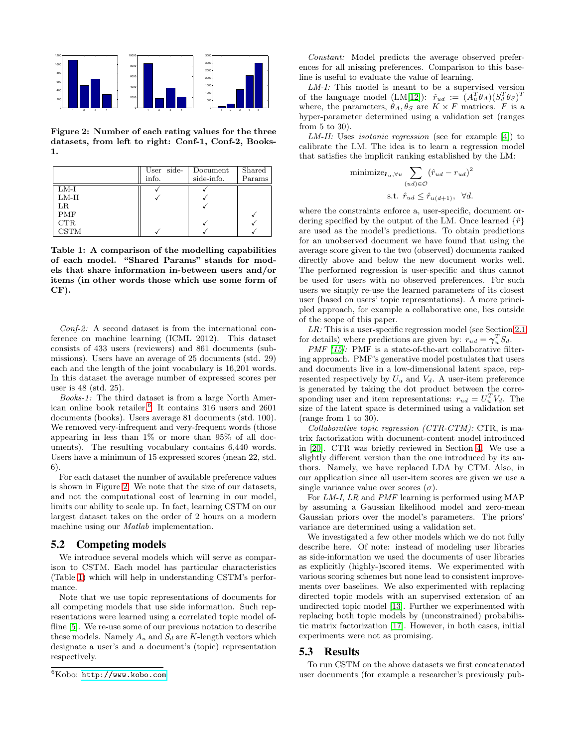Figure 2: Number of each rating values for the three datasets, from left to right: Conf-1, Conf-2, Books-1.

| | User side-info. | Document side-info. | Shared Params |
|---|---|---|---|
| LM-I | ✓ | ✓ | |
| LM-II | ✓ | ✓ | |
| LR | | ✓ | |
| PMF | | | ✓ |
| CTR | | ✓ | ✓ |
| CSTM | ✓ | ✓ | ✓ |

**Table 1: A comparison of the modelling capabilities of each model. "Shared Params" stands for models that share information in-between users and/or items (in other words those which use some form of CF).**

*Conf-2:* A second dataset is from the international conference on machine learning (ICML 2012). This dataset consists of 433 users (reviewers) and 861 documents (submissions). Users have an average of 25 documents (std. 29) each and the length of the joint vocabulary is 16,201 words. In this dataset the average number of expressed scores per user is 48 (std. 25).

*Books-1:* The third dataset is from a large North American online book retailer.[6] It contains 316 users and 2601 documents (books). Users average 81 documents (std. 100). We removed very-infrequent and very-frequent words (those appearing in less than 1% or more than 95% of all documents). The resulting vocabulary contains 6,440 words. Users have a minimum of 15 expressed scores (mean 22, std. 6).

For each dataset the number of available preference values is shown in Figure 2. We note that the size of our datasets, and not the computational cost of learning in our model, limits our ability to scale up. In fact, learning CSTM on our largest dataset takes on the order of 2 hours on a modern machine using our *Matlab* implementation.

## 5.2 Competing models

We introduce several models which will serve as comparison to CSTM. Each model has particular characteristics (Table 1) which will help in understanding CSTM's performance.

Note that we use topic representations of documents for all competing models that use side information. Such representations were learned using a correlated topic model offline [5]. We re-use some of our previous notation to describe these models. Namely $A_u$ and $S_d$ are $K$-length vectors which designate a user's and a document's (topic) representation respectively.

[6] Kobo: http://www.kobo.com

*Constant:* Model predicts the average observed preferences for all missing preferences. Comparison to this baseline is useful to evaluate the value of learning.

*LM-I:* This model is meant to be a supervised version of the language model (LM[12]): $\hat{r}_{ud} := (A_u^T \theta_A)(S_d^T \theta_S)^T$ where, the parameters, $\theta_A, \theta_S$ are $K \times F$ matrices. $F$ is a hyper-parameter determined using a validation set (ranges from 5 to 30).

*LM-II:* Uses *isotonic regression* (see for example [4]) to calibrate the LM. The idea is to learn a regression model that satisfies the implicit ranking established by the LM:

$$\text{minimize}_{\hat{\mathbf{r}}_u, \forall u} \sum_{(ud) \in \mathcal{O}} (\hat{r}_{ud} - r_{ud})^2$$

$$\text{s.t. } \hat{r}_{ud} \leq \hat{r}_{u(d+1)}, \quad \forall d.$$

where the constraints enforce a, user-specific, document ordering specified by the output of the LM. Once learned $\{\hat{r}\}$ are used as the model's predictions. To obtain predictions for an unobserved document we have found that using the average score given to the two (observed) documents ranked directly above and below the new document works well. The performed regression is user-specific and thus cannot be used for users with no observed preferences. For such users we simply re-use the learned parameters of its closest user (based on users' topic representations). A more principled approach, for example a collaborative one, lies outside of the scope of this paper.

*LR:* This is a user-specific regression model (see Section 2.1 for details) where predictions are given by: $r_{ud} = \boldsymbol{\gamma}_u^T S_d$.

*PMF [15]:* PMF is a state-of-the-art collaborative filtering approach. PMF's generative model postulates that users and documents live in a low-dimensional latent space, represented respectively by $U_u$ and $V_d$. A user-item preference is generated by taking the dot product between the corresponding user and item representations: $r_{ud} = U_u^T V_d$. The size of the latent space is determined using a validation set (range from 1 to 30).

*Collaborative topic regression (CTR-CTM):* CTR, is matrix factorization with document-content model introduced in [20]. CTR was briefly reviewed in Section 4. We use a slightly different version than the one introduced by its authors. Namely, we have replaced LDA by CTM. Also, in our application since all user-item scores are given we use a single variance value over scores ($\sigma$).

For *LM-I*, *LR* and *PMF* learning is performed using MAP by assuming a Gaussian likelihood model and zero-mean Gaussian priors over the model's parameters. The priors' variance are determined using a validation set.

We investigated a few other models which we do not fully describe here. Of note: instead of modeling user libraries as side-information we used the documents of user libraries as explicitly (highly-)scored items. We experimented with various scoring schemes but none lead to consistent improvements over baselines. We also experimented with replacing directed topic models with an supervised extension of an undirected topic model [13]. Further we experimented with replacing both topic models by (unconstrained) probabilistic matrix factorization [17]. However, in both cases, initial experiments were not as promising.

## 5.3 Results

To run CSTM on the above datasets we first concatenated user documents (for example a researcher's previously pub-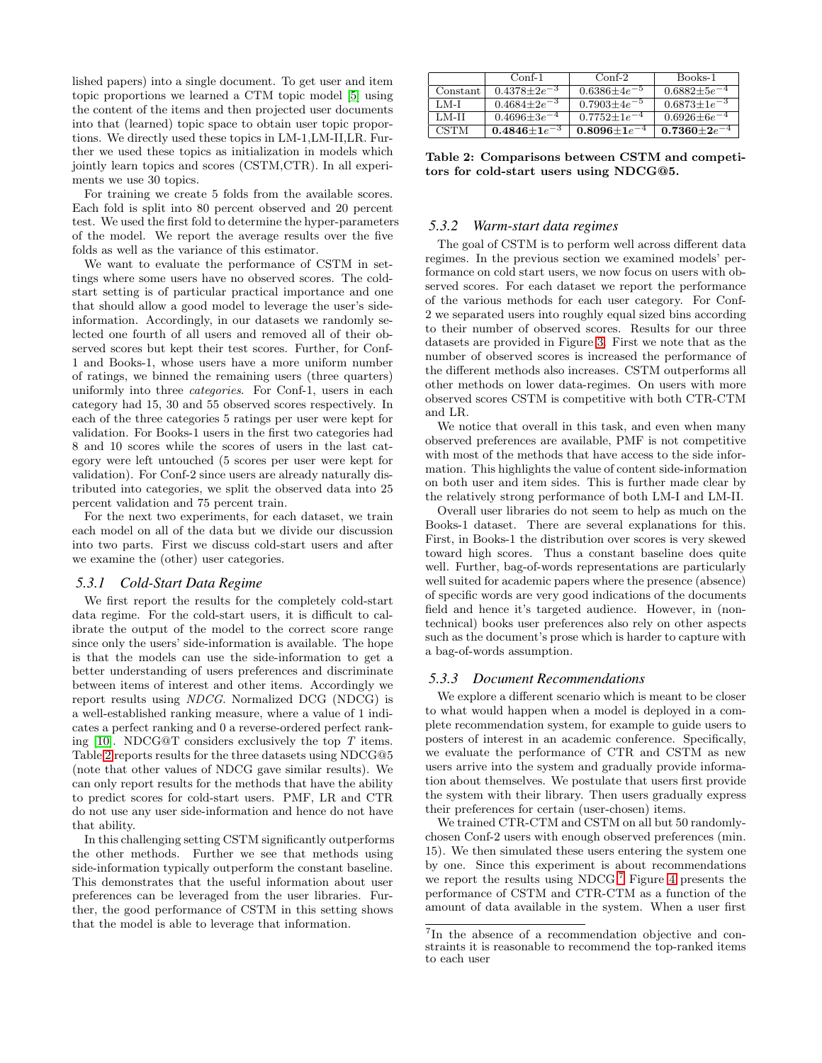lished papers) into a single document. To get user and item topic proportions we learned a CTM topic model [5] using the content of the items and then projected user documents into that (learned) topic space to obtain user topic proportions. We directly used these topics in LM-1,LM-II,LR. Further we used these topics as initialization in models which jointly learn topics and scores (CSTM,CTR). In all experiments we use 30 topics.

For training we create 5 folds from the available scores. Each fold is split into 80 percent observed and 20 percent test. We used the first fold to determine the hyper-parameters of the model. We report the average results over the five folds as well as the variance of this estimator.

We want to evaluate the performance of CSTM in settings where some users have no observed scores. The cold-start setting is of particular practical importance and one that should allow a good model to leverage the user's side-information. Accordingly, in our datasets we randomly selected one fourth of all users and removed all of their observed scores but kept their test scores. Further, for Conf-1 and Books-1, whose users have a more uniform number of ratings, we binned the remaining users (three quarters) uniformly into three *categories*. For Conf-1, users in each category had 15, 30 and 55 observed scores respectively. In each of the three categories 5 ratings per user were kept for validation. For Books-1 users in the first two categories had 8 and 10 scores while the scores of users in the last category were left untouched (5 scores per user were kept for validation). For Conf-2 since users are already naturally distributed into categories, we split the observed data into 25 percent validation and 75 percent train.

For the next two experiments, for each dataset, we train each model on all of the data but we divide our discussion into two parts. First we discuss cold-start users and after we examine the (other) user categories.

### 5.3.1 Cold-Start Data Regime

We first report the results for the completely cold-start data regime. For the cold-start users, it is difficult to calibrate the output of the model to the correct score range since only the users' side-information is available. The hope is that the models can use the side-information to get a better understanding of users preferences and discriminate between items of interest and other items. Accordingly we report results using *NDCG*. Normalized DCG (NDCG) is a well-established ranking measure, where a value of 1 indicates a perfect ranking and 0 a reverse-ordered perfect ranking [10]. NDCG@T considers exclusively the top $T$ items. Table 2 reports results for the three datasets using NDCG@5 (note that other values of NDCG gave similar results). We can only report results for the methods that have the ability to predict scores for cold-start users. PMF, LR and CTR do not use any user side-information and hence do not have that ability.

In this challenging setting CSTM significantly outperforms the other methods. Further we see that methods using side-information typically outperform the constant baseline. This demonstrates that the useful information about user preferences can be leveraged from the user libraries. Further, the good performance of CSTM in this setting shows that the model is able to leverage that information.

| | Conf-1 | Conf-2 | Books-1 |
|---|---|---|---|
| Constant | $0.4378 \pm 2e^{-3}$ | $0.6386 \pm 4e^{-5}$ | $0.6882 \pm 5e^{-4}$ |
| LM-I | $0.4684 \pm 2e^{-3}$ | $0.7903 \pm 4e^{-5}$ | $0.6873 \pm 1e^{-3}$ |
| LM-II | $0.4696 \pm 3e^{-4}$ | $0.7752 \pm 1e^{-4}$ | $0.6926 \pm 6e^{-4}$ |
| CSTM | $\mathbf{0.4846 \pm 1e^{-3}}$ | $\mathbf{0.8096 \pm 1e^{-4}}$ | $\mathbf{0.7360 \pm 2e^{-4}}$ |

**Table 2: Comparisons between CSTM and competitors for cold-start users using NDCG@5.**

### 5.3.2 Warm-start data regimes

The goal of CSTM is to perform well across different data regimes. In the previous section we examined models' performance on cold start users, we now focus on users with observed scores. For each dataset we report the performance of the various methods for each user category. For Conf-2 we separated users into roughly equal sized bins according to their number of observed scores. Results for our three datasets are provided in Figure 3. First we note that as the number of observed scores is increased the performance of the different methods also increases. CSTM outperforms all other methods on lower data-regimes. On users with more observed scores CSTM is competitive with both CTR-CTM and LR.

We notice that overall in this task, and even when many observed preferences are available, PMF is not competitive with most of the methods that have access to the side information. This highlights the value of content side-information on both user and item sides. This is further made clear by the relatively strong performance of both LM-I and LM-II.

Overall user libraries do not seem to help as much on the Books-1 dataset. There are several explanations for this. First, in Books-1 the distribution over scores is very skewed toward high scores. Thus a constant baseline does quite well. Further, bag-of-words representations are particularly well suited for academic papers where the presence (absence) of specific words are very good indications of the documents field and hence it's targeted audience. However, in (non-technical) books user preferences also rely on other aspects such as the document's prose which is harder to capture with a bag-of-words assumption.

### 5.3.3 Document Recommendations

We explore a different scenario which is meant to be closer to what would happen when a model is deployed in a complete recommendation system, for example to guide users to posters of interest in an academic conference. Specifically, we evaluate the performance of CTR and CSTM as new users arrive into the system and gradually provide information about themselves. We postulate that users first provide the system with their library. Then users gradually express their preferences for certain (user-chosen) items.

We trained CTR-CTM and CSTM on all but 50 randomly-chosen Conf-2 users with enough observed preferences (min. 15). We then simulated these users entering the system one by one. Since this experiment is about recommendations we report the results using NDCG.[7] Figure 4 presents the performance of CSTM and CTR-CTM as a function of the amount of data available in the system. When a user first

[7]In the absence of a recommendation objective and constraints it is reasonable to recommend the top-ranked items to each user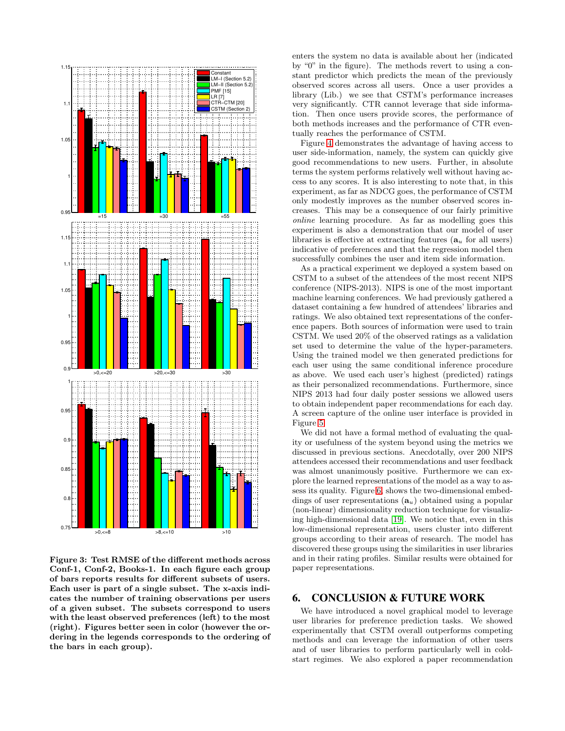1.15

1.1

1.05

1

0.95

Constant
LM–I (Section 5.2)
LM–II (Section 5.2)
PMF [15]
LR [7]
CTR–CTM [20]
CSTM (Section 2)

=15
=30
=55

1.15

1.1

1.05

1

0.95

0.9

>0,<=20
>20,<=30
>30

1

0.95

0.9

0.85

0.8

0.75

>0,<=8
>8,<=10
>10

**Figure 3: Test RMSE of the different methods across Conf-1, Conf-2, Books-1. In each figure each group of bars reports results for different subsets of users. Each user is part of a single subset. The x-axis indicates the number of training observations per users of a given subset. The subsets correspond to users with the least observed preferences (left) to the most (right). Figures better seen in color (however the ordering in the legends corresponds to the ordering of the bars in each group).**

enters the system no data is available about her (indicated by "0" in the figure). The methods revert to using a constant predictor which predicts the mean of the previously observed scores across all users. Once a user provides a library (Lib.) we see that CSTM's performance increases very significantly. CTR cannot leverage that side information. Then once users provide scores, the performance of both methods increases and the performance of CTR eventually reaches the performance of CSTM.

Figure 4 demonstrates the advantage of having access to user side-information, namely, the system can quickly give good recommendations to new users. Further, in absolute terms the system performs relatively well without having access to any scores. It is also interesting to note that, in this experiment, as far as NDCG goes, the performance of CSTM only modestly improves as the number observed scores increases. This may be a consequence of our fairly primitive *online* learning procedure. As far as modelling goes this experiment is also a demonstration that our model of user libraries is effective at extracting features ($\mathbf{a}_u$ for all users) indicative of preferences and that the regression model then successfully combines the user and item side information.

As a practical experiment we deployed a system based on CSTM to a subset of the attendees of the most recent NIPS conference (NIPS-2013). NIPS is one of the most important machine learning conferences. We had previously gathered a dataset containing a few hundred of attendees' libraries and ratings. We also obtained text representations of the conference papers. Both sources of information were used to train CSTM. We used 20% of the observed ratings as a validation set used to determine the value of the hyper-parameters. Using the trained model we then generated predictions for each user using the same conditional inference procedure as above. We used each user's highest (predicted) ratings as their personalized recommendations. Furthermore, since NIPS 2013 had four daily poster sessions we allowed users to obtain independent paper recommendations for each day. A screen capture of the online user interface is provided in Figure 5.

We did not have a formal method of evaluating the quality or usefulness of the system beyond using the metrics we discussed in previous sections. Anecdotally, over 200 NIPS attendees accessed their recommendations and user feedback was almost unanimously positive. Furthermore we can explore the learned representations of the model as a way to assess its quality. Figure 6, shows the two-dimensional embeddings of user representations ($\mathbf{a}_u$) obtained using a popular (non-linear) dimensionality reduction technique for visualizing high-dimensional data [19]. We notice that, even in this low-dimensional representation, users cluster into different groups according to their areas of research. The model has discovered these groups using the similarities in user libraries and in their rating profiles. Similar results were obtained for paper representations.

## 6. CONCLUSION & FUTURE WORK

We have introduced a novel graphical model to leverage user libraries for preference prediction tasks. We showed experimentally that CSTM overall outperforms competing methods and can leverage the information of other users and of user libraries to perform particularly well in cold-start regimes. We also explored a paper recommendation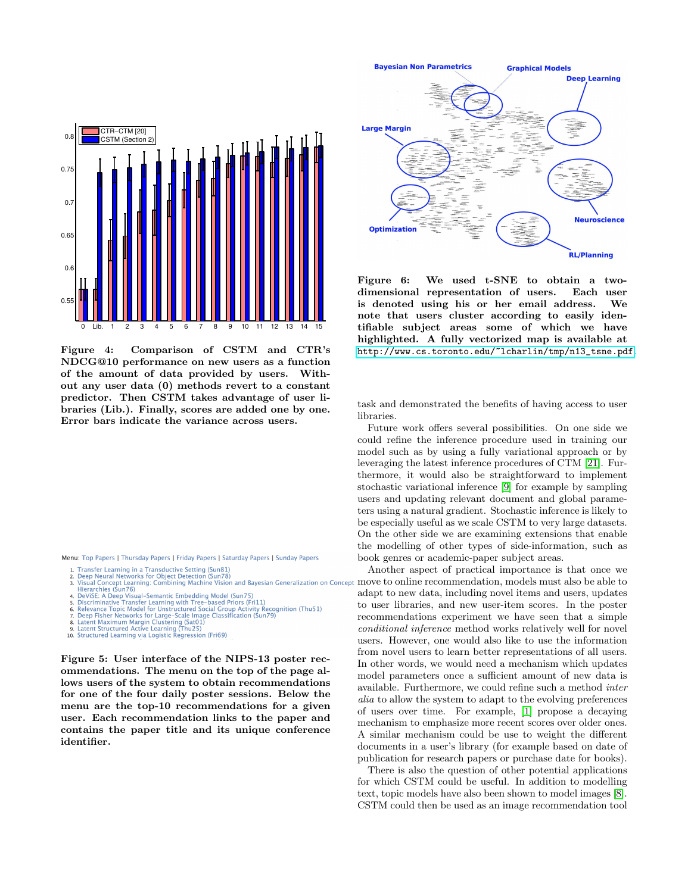CTR–CTM [20]
CSTM (Section 2)

0.8
0.75
0.7
0.65
0.6
0.55

0 Lib. 1 2 3 4 5 6 7 8 9 10 11 12 13 14 15

**Figure 4: Comparison of CSTM and CTR's NDCG@10 performance on new users as a function of the amount of data provided by users. Without any user data (0) methods revert to a constant predictor. Then CSTM takes advantage of user libraries (Lib.). Finally, scores are added one by one. Error bars indicate the variance across users.**

Menu: Top Papers | Thursday Papers | Friday Papers | Saturday Papers | Sunday Papers

1. Transfer Learning in a Transductive Setting (Sun81)
2. Deep Neural Networks for Object Detection (Sun78)
3. Visual Concept Learning: Combining Machine Vision and Bayesian Generalization on Concept Hierarchies (Sun76)
4. DeViSE: A Deep Visual-Semantic Embedding Model (Sun75)
5. Discriminative Transfer Learning with Tree-based Priors (Fri11)
6. Relevance Topic Model for Unstructured Social Group Activity Recognition (Thu51)
7. Deep Fisher Networks for Large-Scale Image Classification (Sun79)
8. Latent Maximum Margin Clustering (Sat01)
9. Latent Structured Active Learning (Thu25)
10. Structured Learning via Logistic Regression (Fri69)

**Figure 5: User interface of the NIPS-13 poster recommendations. The menu on the top of the page allows users of the system to obtain recommendations for one of the four daily poster sessions. Below the menu are the top-10 recommendations for a given user. Each recommendation links to the paper and contains the paper title and its unique conference identifier.**

Bayesian Non Parametrics
Graphical Models
Deep Learning
Large Margin
Optimization
Neuroscience
RL/Planning

**Figure 6: We used t-SNE to obtain a two-dimensional representation of users. Each user is denoted using his or her email address. We note that users cluster according to easily identifiable subject areas some of which we have highlighted. A fully vectorized map is available at** http://www.cs.toronto.edu/~lcharlin/tmp/n13_tsne.pdf.

task and demonstrated the benefits of having access to user libraries.

Future work offers several possibilities. On one side we could refine the inference procedure used in training our model such as by using a fully variational approach or by leveraging the latest inference procedures of CTM [21]. Furthermore, it would also be straightforward to implement stochastic variational inference [9] for example by sampling users and updating relevant document and global parameters using a natural gradient. Stochastic inference is likely to be especially useful as we scale CSTM to very large datasets. On the other side we are examining extensions that enable the modelling of other types of side-information, such as book genres or academic-paper subject areas.

Another aspect of practical importance is that once we move to online recommendation, models must also be able to adapt to new data, including novel items and users, updates to user libraries, and new user-item scores. In the poster recommendations experiment we have seen that a simple *conditional inference* method works relatively well for novel users. However, one would also like to use the information from novel users to learn better representations of all users. In other words, we would need a mechanism which updates model parameters once a sufficient amount of new data is available. Furthermore, we could refine such a method *inter alia* to allow the system to adapt to the evolving preferences of users over time. For example, [1] propose a decaying mechanism to emphasize more recent scores over older ones. A similar mechanism could be use to weight the different documents in a user's library (for example based on date of publication for research papers or purchase date for books).

There is also the question of other practical applications for which CSTM could be useful. In addition to modelling text, topic models have also been shown to model images [8]. CSTM could then be used as an image recommendation tool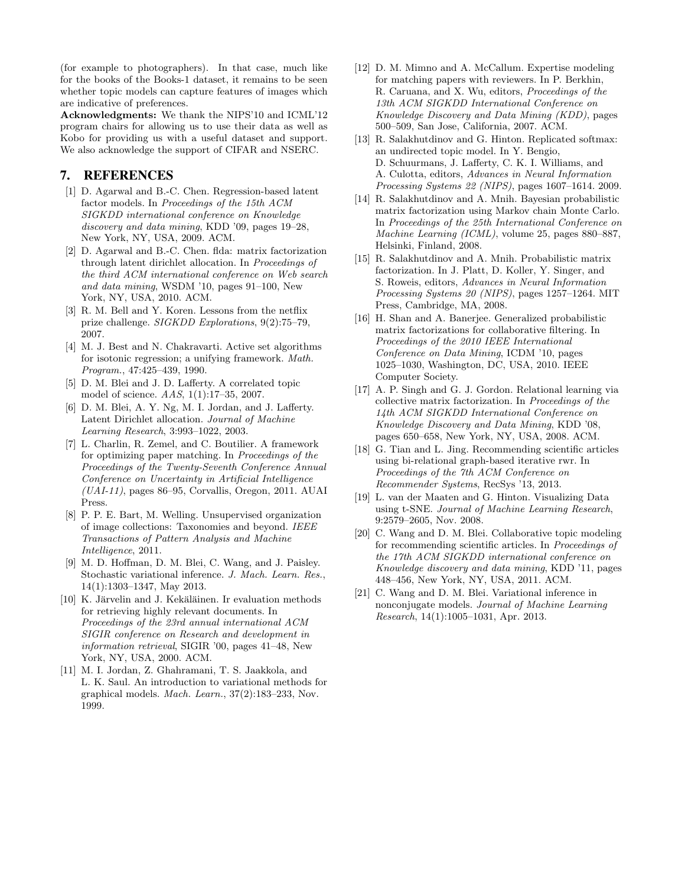(for example to photographers). In that case, much like for the books of the Books-1 dataset, it remains to be seen whether topic models can capture features of images which are indicative of preferences.

**Acknowledgments:** We thank the NIPS'10 and ICML'12 program chairs for allowing us to use their data as well as Kobo for providing us with a useful dataset and support. We also acknowledge the support of CIFAR and NSERC.

## 7. REFERENCES

[1] D. Agarwal and B.-C. Chen. Regression-based latent factor models. In *Proceedings of the 15th ACM SIGKDD international conference on Knowledge discovery and data mining*, KDD '09, pages 19–28, New York, NY, USA, 2009. ACM.

[2] D. Agarwal and B.-C. Chen. flda: matrix factorization through latent dirichlet allocation. In *Proceedings of the third ACM international conference on Web search and data mining*, WSDM '10, pages 91–100, New York, NY, USA, 2010. ACM.

[3] R. M. Bell and Y. Koren. Lessons from the netflix prize challenge. *SIGKDD Explorations*, 9(2):75–79, 2007.

[4] M. J. Best and N. Chakravarti. Active set algorithms for isotonic regression; a unifying framework. *Math. Program.*, 47:425–439, 1990.

[5] D. M. Blei and J. D. Lafferty. A correlated topic model of science. *AAS*, 1(1):17–35, 2007.

[6] D. M. Blei, A. Y. Ng, M. I. Jordan, and J. Lafferty. Latent Dirichlet allocation. *Journal of Machine Learning Research*, 3:993–1022, 2003.

[7] L. Charlin, R. Zemel, and C. Boutilier. A framework for optimizing paper matching. In *Proceedings of the Proceedings of the Twenty-Seventh Conference Annual Conference on Uncertainty in Artificial Intelligence (UAI-11)*, pages 86–95, Corvallis, Oregon, 2011. AUAI Press.

[8] P. P. E. Bart, M. Welling. Unsupervised organization of image collections: Taxonomies and beyond. *IEEE Transactions of Pattern Analysis and Machine Intelligence*, 2011.

[9] M. D. Hoffman, D. M. Blei, C. Wang, and J. Paisley. Stochastic variational inference. *J. Mach. Learn. Res.*, 14(1):1303–1347, May 2013.

[10] K. Järvelin and J. Kekäläinen. Ir evaluation methods for retrieving highly relevant documents. In *Proceedings of the 23rd annual international ACM SIGIR conference on Research and development in information retrieval*, SIGIR '00, pages 41–48, New York, NY, USA, 2000. ACM.

[11] M. I. Jordan, Z. Ghahramani, T. S. Jaakkola, and L. K. Saul. An introduction to variational methods for graphical models. *Mach. Learn.*, 37(2):183–233, Nov. 1999.

[12] D. M. Mimno and A. McCallum. Expertise modeling for matching papers with reviewers. In P. Berkhin, R. Caruana, and X. Wu, editors, *Proceedings of the 13th ACM SIGKDD International Conference on Knowledge Discovery and Data Mining (KDD)*, pages 500–509, San Jose, California, 2007. ACM.

[13] R. Salakhutdinov and G. Hinton. Replicated softmax: an undirected topic model. In Y. Bengio, D. Schuurmans, J. Lafferty, C. K. I. Williams, and A. Culotta, editors, *Advances in Neural Information Processing Systems 22 (NIPS)*, pages 1607–1614. 2009.

[14] R. Salakhutdinov and A. Mnih. Bayesian probabilistic matrix factorization using Markov chain Monte Carlo. In *Proceedings of the 25th International Conference on Machine Learning (ICML)*, volume 25, pages 880–887, Helsinki, Finland, 2008.

[15] R. Salakhutdinov and A. Mnih. Probabilistic matrix factorization. In J. Platt, D. Koller, Y. Singer, and S. Roweis, editors, *Advances in Neural Information Processing Systems 20 (NIPS)*, pages 1257–1264. MIT Press, Cambridge, MA, 2008.

[16] H. Shan and A. Banerjee. Generalized probabilistic matrix factorizations for collaborative filtering. In *Proceedings of the 2010 IEEE International Conference on Data Mining*, ICDM '10, pages 1025–1030, Washington, DC, USA, 2010. IEEE Computer Society.

[17] A. P. Singh and G. J. Gordon. Relational learning via collective matrix factorization. In *Proceedings of the 14th ACM SIGKDD International Conference on Knowledge Discovery and Data Mining*, KDD '08, pages 650–658, New York, NY, USA, 2008. ACM.

[18] G. Tian and L. Jing. Recommending scientific articles using bi-relational graph-based iterative rwr. In *Proceedings of the 7th ACM Conference on Recommender Systems*, RecSys '13, 2013.

[19] L. van der Maaten and G. Hinton. Visualizing Data using t-SNE. *Journal of Machine Learning Research*, 9:2579–2605, Nov. 2008.

[20] C. Wang and D. M. Blei. Collaborative topic modeling for recommending scientific articles. In *Proceedings of the 17th ACM SIGKDD international conference on Knowledge discovery and data mining*, KDD '11, pages 448–456, New York, NY, USA, 2011. ACM.

[21] C. Wang and D. M. Blei. Variational inference in nonconjugate models. *Journal of Machine Learning Research*, 14(1):1005–1031, Apr. 2013.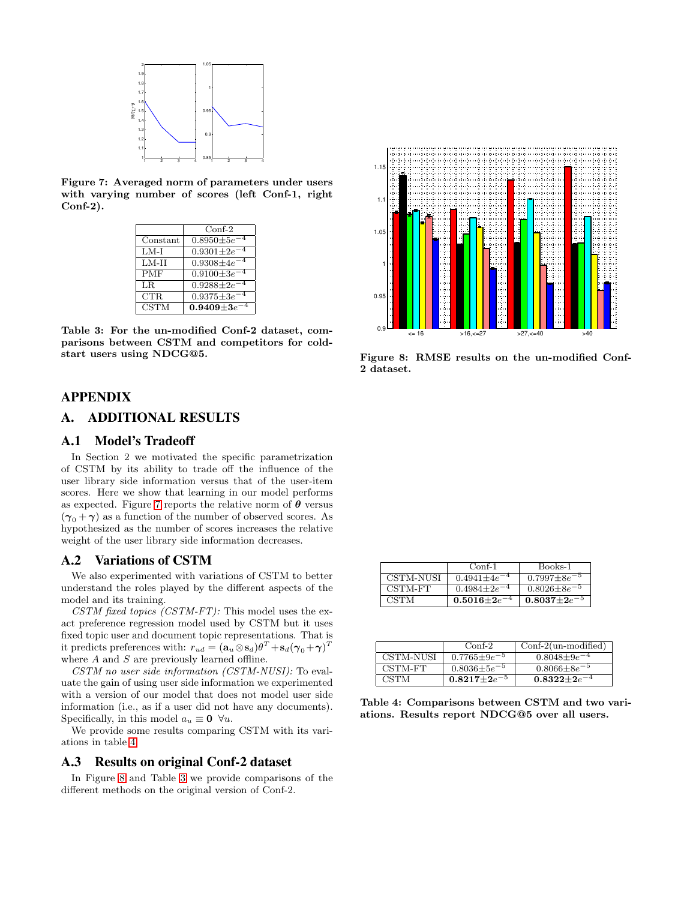2
1.9
1.8
1.7
1.6
1.5
1.4
1.3
1.2
1.1
1
1 2 3 4

1.05
1
0.95
0.9
0.85
1 2 3 4

Figure 7: Averaged norm of parameters under users with varying number of scores (left Conf-1, right Conf-2).

| | Conf-2 |
|---|---|
| Constant | $0.8950 \pm 5e^{-4}$ |
| LM-I | $0.9301 \pm 2e^{-4}$ |
| LM-II | $0.9308 \pm 4e^{-4}$ |
| PMF | $0.9100 \pm 3e^{-4}$ |
| LR | $0.9288 \pm 2e^{-4}$ |
| CTR | $0.9375 \pm 3e^{-4}$ |
| CSTM | $\mathbf{0.9409 \pm 3e^{-4}}$ |

**Table 3: For the un-modified Conf-2 dataset, comparisons between CSTM and competitors for cold-start users using NDCG@5.**

## APPENDIX

## A. ADDITIONAL RESULTS

### A.1 Model's Tradeoff

In Section 2 we motivated the specific parametrization of CSTM by its ability to trade off the influence of the user library side information versus that of the user-item scores. Here we show that learning in our model performs as expected. Figure 7 reports the relative norm of $\boldsymbol{\theta}$ versus $(\boldsymbol{\gamma}_0 + \boldsymbol{\gamma})$ as a function of the number of observed scores. As hypothesized as the number of scores increases the relative weight of the user library side information decreases.

### A.2 Variations of CSTM

We also experimented with variations of CSTM to better understand the roles played by the different aspects of the model and its training.

*CSTM fixed topics (CSTM-FT):* This model uses the exact preference regression model used by CSTM but it uses fixed topic user and document topic representations. That is it predicts preferences with: $r_{ud} = (\mathbf{a}_u \otimes \mathbf{s}_d)\theta^T + \mathbf{s}_d(\boldsymbol{\gamma}_0 + \boldsymbol{\gamma})^T$ where $A$ and $S$ are previously learned offline.

*CSTM no user side information (CSTM-NUSI):* To evaluate the gain of using user side information we experimented with a version of our model that does not model user side information (i.e., as if a user did not have any documents). Specifically, in this model $a_u \equiv \mathbf{0} \;\; \forall u$.

We provide some results comparing CSTM with its variations in table 4.

### A.3 Results on original Conf-2 dataset

In Figure 8 and Table 3 we provide comparisons of the different methods on the original version of Conf-2.

1.15
1.1
1.05
1
0.95
0.9
<= 16
>16,<=27
>27,<=40
>40

**Figure 8: RMSE results on the un-modified Conf-2 dataset.**

| | Conf-1 | Books-1 |
|---|---|---|
| CSTM-NUSI | $0.4941 \pm 4e^{-4}$ | $0.7997 \pm 8e^{-5}$ |
| CSTM-FT | $0.4984 \pm 2e^{-4}$ | $0.8026 \pm 8e^{-5}$ |
| CSTM | $\mathbf{0.5016 \pm 2e^{-4}}$ | $\mathbf{0.8037 \pm 2e^{-5}}$ |

| | Conf-2 | Conf-2(un-modified) |
|---|---|---|
| CSTM-NUSI | $0.7765 \pm 9e^{-5}$ | $0.8048 \pm 9e^{-4}$ |
| CSTM-FT | $0.8036 \pm 5e^{-5}$ | $0.8066 \pm 8e^{-5}$ |
| CSTM | $\mathbf{0.8217 \pm 2e^{-5}}$ | $\mathbf{0.8322 \pm 2e^{-4}}$ |

**Table 4: Comparisons between CSTM and two variations. Results report NDCG@5 over all users.**